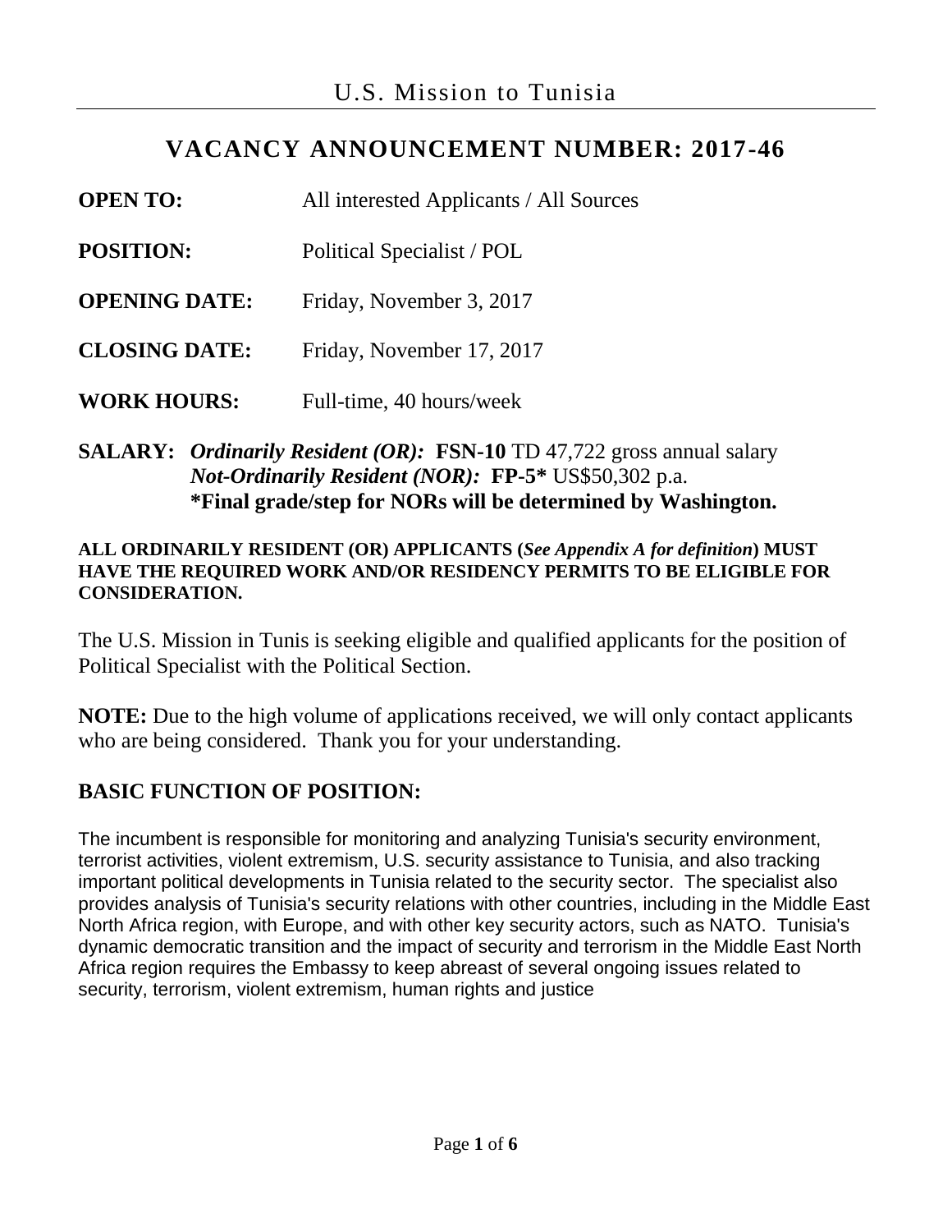# U.S. Mission to Tunisia

## VACANCY ANNOUNCEMENT NUMBER: 2017-46

**OPEN TO:** All interested Applicants / All Sources

**POSITION:** Political Specialist / POL

**OPENING DATE:** Friday, November 3, 2017

**CLOSING DATE:** Friday, November 17, 2017

**WORK HOURS:** Full-time, 40 hours/week

**SALARY:** ***Ordinarily Resident (OR):*** **FSN-10** TD 47,722 gross annual salary
***Not-Ordinarily Resident (NOR):*** **FP-5*** US$50,302 p.a.
**\*Final grade/step for NORs will be determined by Washington.**

**ALL ORDINARILY RESIDENT (OR) APPLICANTS (*See Appendix A for definition*) MUST HAVE THE REQUIRED WORK AND/OR RESIDENCY PERMITS TO BE ELIGIBLE FOR CONSIDERATION.**

The U.S. Mission in Tunis is seeking eligible and qualified applicants for the position of Political Specialist with the Political Section.

**NOTE:** Due to the high volume of applications received, we will only contact applicants who are being considered. Thank you for your understanding.

## BASIC FUNCTION OF POSITION:

The incumbent is responsible for monitoring and analyzing Tunisia's security environment, terrorist activities, violent extremism, U.S. security assistance to Tunisia, and also tracking important political developments in Tunisia related to the security sector. The specialist also provides analysis of Tunisia's security relations with other countries, including in the Middle East North Africa region, with Europe, and with other key security actors, such as NATO. Tunisia's dynamic democratic transition and the impact of security and terrorism in the Middle East North Africa region requires the Embassy to keep abreast of several ongoing issues related to security, terrorism, violent extremism, human rights and justice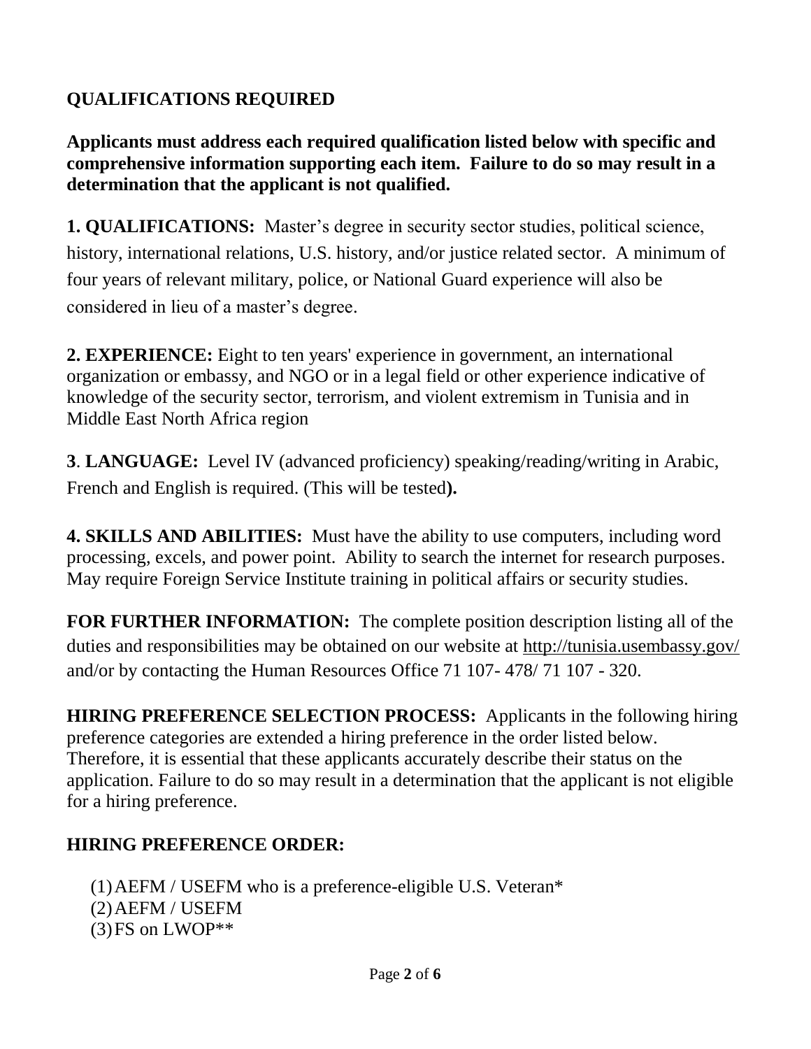## QUALIFICATIONS REQUIRED

**Applicants must address each required qualification listed below with specific and comprehensive information supporting each item. Failure to do so may result in a determination that the applicant is not qualified.**

**1. QUALIFICATIONS:** Master's degree in security sector studies, political science, history, international relations, U.S. history, and/or justice related sector. A minimum of four years of relevant military, police, or National Guard experience will also be considered in lieu of a master's degree.

**2. EXPERIENCE:** Eight to ten years' experience in government, an international organization or embassy, and NGO or in a legal field or other experience indicative of knowledge of the security sector, terrorism, and violent extremism in Tunisia and in Middle East North Africa region

**3. LANGUAGE:** Level IV (advanced proficiency) speaking/reading/writing in Arabic, French and English is required. (This will be tested**).**

**4. SKILLS AND ABILITIES:** Must have the ability to use computers, including word processing, excels, and power point. Ability to search the internet for research purposes. May require Foreign Service Institute training in political affairs or security studies.

**FOR FURTHER INFORMATION:** The complete position description listing all of the duties and responsibilities may be obtained on our website at http://tunisia.usembassy.gov/ and/or by contacting the Human Resources Office 71 107- 478/ 71 107 - 320.

**HIRING PREFERENCE SELECTION PROCESS:** Applicants in the following hiring preference categories are extended a hiring preference in the order listed below. Therefore, it is essential that these applicants accurately describe their status on the application. Failure to do so may result in a determination that the applicant is not eligible for a hiring preference.

## HIRING PREFERENCE ORDER:

(1) AEFM / USEFM who is a preference-eligible U.S. Veteran*
(2) AEFM / USEFM
(3) FS on LWOP**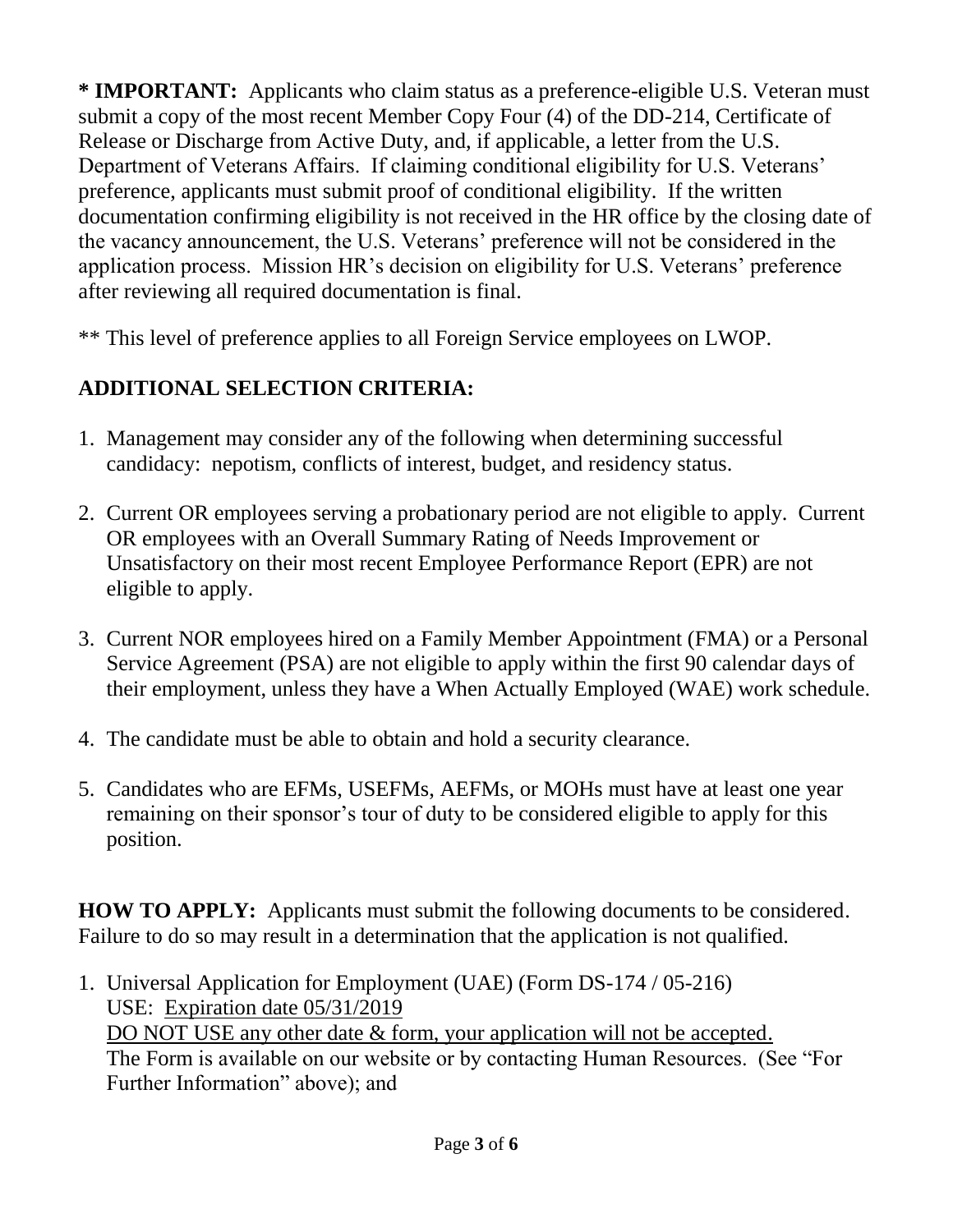**\* IMPORTANT:** Applicants who claim status as a preference-eligible U.S. Veteran must submit a copy of the most recent Member Copy Four (4) of the DD-214, Certificate of Release or Discharge from Active Duty, and, if applicable, a letter from the U.S. Department of Veterans Affairs. If claiming conditional eligibility for U.S. Veterans' preference, applicants must submit proof of conditional eligibility. If the written documentation confirming eligibility is not received in the HR office by the closing date of the vacancy announcement, the U.S. Veterans' preference will not be considered in the application process. Mission HR's decision on eligibility for U.S. Veterans' preference after reviewing all required documentation is final.

** This level of preference applies to all Foreign Service employees on LWOP.

## ADDITIONAL SELECTION CRITERIA:

1. Management may consider any of the following when determining successful candidacy: nepotism, conflicts of interest, budget, and residency status.
2. Current OR employees serving a probationary period are not eligible to apply. Current OR employees with an Overall Summary Rating of Needs Improvement or Unsatisfactory on their most recent Employee Performance Report (EPR) are not eligible to apply.
3. Current NOR employees hired on a Family Member Appointment (FMA) or a Personal Service Agreement (PSA) are not eligible to apply within the first 90 calendar days of their employment, unless they have a When Actually Employed (WAE) work schedule.
4. The candidate must be able to obtain and hold a security clearance.
5. Candidates who are EFMs, USEFMs, AEFMs, or MOHs must have at least one year remaining on their sponsor's tour of duty to be considered eligible to apply for this position.

**HOW TO APPLY:** Applicants must submit the following documents to be considered. Failure to do so may result in a determination that the application is not qualified.

1. Universal Application for Employment (UAE) (Form DS-174 / 05-216)
   USE: Expiration date 05/31/2019
   DO NOT USE any other date & form, your application will not be accepted.
   The Form is available on our website or by contacting Human Resources. (See "For Further Information" above); and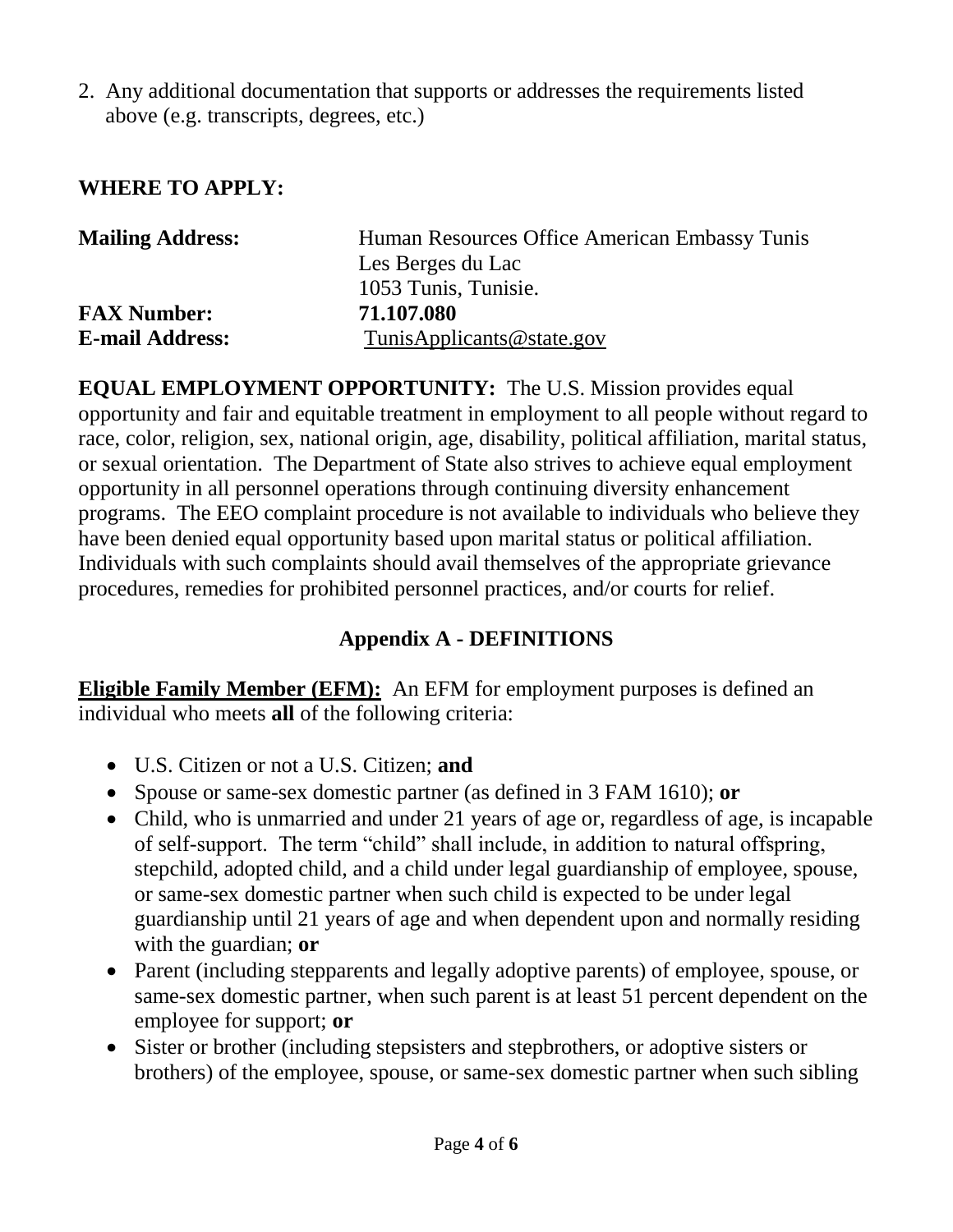2. Any additional documentation that supports or addresses the requirements listed above (e.g. transcripts, degrees, etc.)

## WHERE TO APPLY:

| | |
|---|---|
| **Mailing Address:** | Human Resources Office American Embassy Tunis<br>Les Berges du Lac<br>1053 Tunis, Tunisie. |
| **FAX Number:** | **71.107.080** |
| **E-mail Address:** | TunisApplicants@state.gov |

**EQUAL EMPLOYMENT OPPORTUNITY:** The U.S. Mission provides equal opportunity and fair and equitable treatment in employment to all people without regard to race, color, religion, sex, national origin, age, disability, political affiliation, marital status, or sexual orientation. The Department of State also strives to achieve equal employment opportunity in all personnel operations through continuing diversity enhancement programs. The EEO complaint procedure is not available to individuals who believe they have been denied equal opportunity based upon marital status or political affiliation. Individuals with such complaints should avail themselves of the appropriate grievance procedures, remedies for prohibited personnel practices, and/or courts for relief.

## Appendix A - DEFINITIONS

**Eligible Family Member (EFM):** An EFM for employment purposes is defined an individual who meets **all** of the following criteria:

- U.S. Citizen or not a U.S. Citizen; **and**
- Spouse or same-sex domestic partner (as defined in 3 FAM 1610); **or**
- Child, who is unmarried and under 21 years of age or, regardless of age, is incapable of self-support. The term "child" shall include, in addition to natural offspring, stepchild, adopted child, and a child under legal guardianship of employee, spouse, or same-sex domestic partner when such child is expected to be under legal guardianship until 21 years of age and when dependent upon and normally residing with the guardian; **or**
- Parent (including stepparents and legally adoptive parents) of employee, spouse, or same-sex domestic partner, when such parent is at least 51 percent dependent on the employee for support; **or**
- Sister or brother (including stepsisters and stepbrothers, or adoptive sisters or brothers) of the employee, spouse, or same-sex domestic partner when such sibling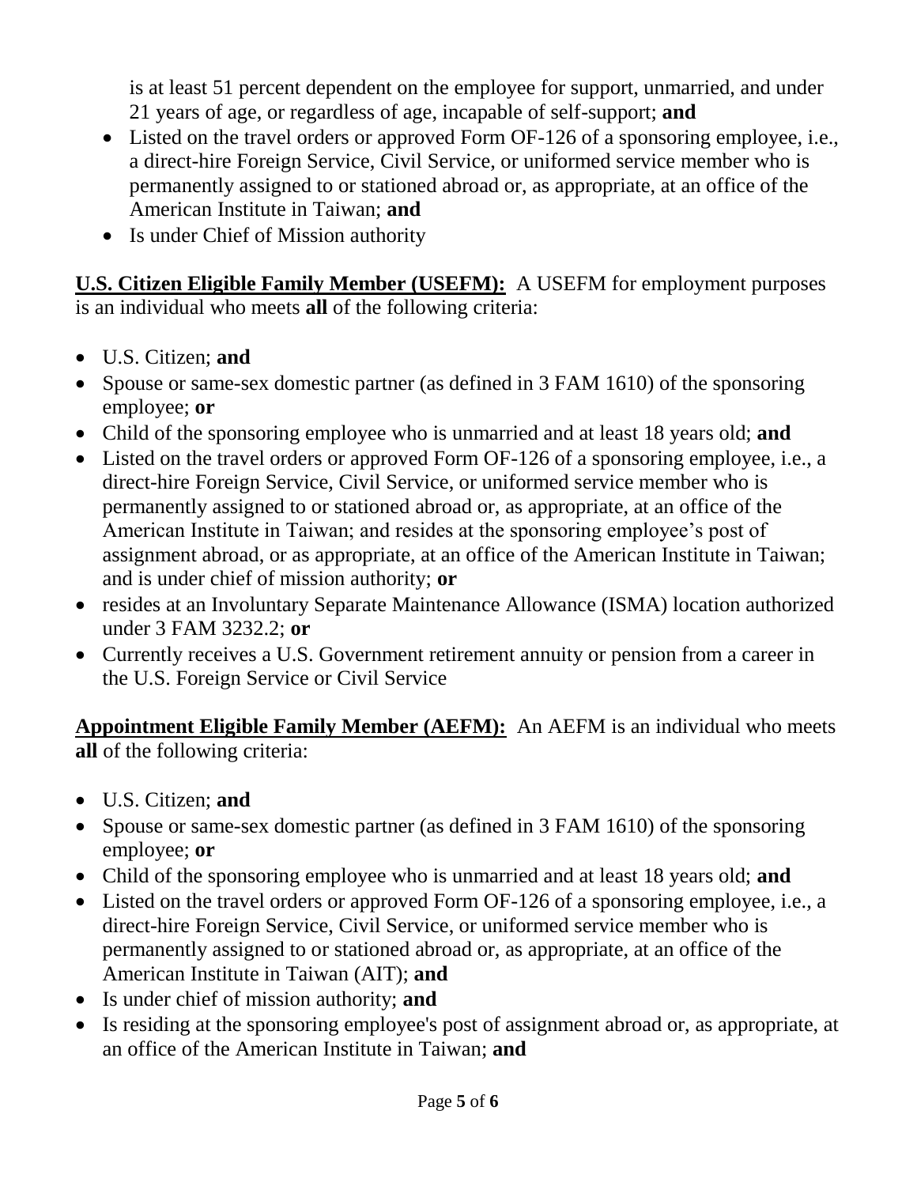is at least 51 percent dependent on the employee for support, unmarried, and under 21 years of age, or regardless of age, incapable of self-support; **and**

- Listed on the travel orders or approved Form OF-126 of a sponsoring employee, i.e., a direct-hire Foreign Service, Civil Service, or uniformed service member who is permanently assigned to or stationed abroad or, as appropriate, at an office of the American Institute in Taiwan; **and**
- Is under Chief of Mission authority

**U.S. Citizen Eligible Family Member (USEFM):** A USEFM for employment purposes is an individual who meets **all** of the following criteria:

- U.S. Citizen; **and**
- Spouse or same-sex domestic partner (as defined in 3 FAM 1610) of the sponsoring employee; **or**
- Child of the sponsoring employee who is unmarried and at least 18 years old; **and**
- Listed on the travel orders or approved Form OF-126 of a sponsoring employee, i.e., a direct-hire Foreign Service, Civil Service, or uniformed service member who is permanently assigned to or stationed abroad or, as appropriate, at an office of the American Institute in Taiwan; and resides at the sponsoring employee's post of assignment abroad, or as appropriate, at an office of the American Institute in Taiwan; and is under chief of mission authority; **or**
- resides at an Involuntary Separate Maintenance Allowance (ISMA) location authorized under 3 FAM 3232.2; **or**
- Currently receives a U.S. Government retirement annuity or pension from a career in the U.S. Foreign Service or Civil Service

**Appointment Eligible Family Member (AEFM):** An AEFM is an individual who meets **all** of the following criteria:

- U.S. Citizen; **and**
- Spouse or same-sex domestic partner (as defined in 3 FAM 1610) of the sponsoring employee; **or**
- Child of the sponsoring employee who is unmarried and at least 18 years old; **and**
- Listed on the travel orders or approved Form OF-126 of a sponsoring employee, i.e., a direct-hire Foreign Service, Civil Service, or uniformed service member who is permanently assigned to or stationed abroad or, as appropriate, at an office of the American Institute in Taiwan (AIT); **and**
- Is under chief of mission authority; **and**
- Is residing at the sponsoring employee's post of assignment abroad or, as appropriate, at an office of the American Institute in Taiwan; **and**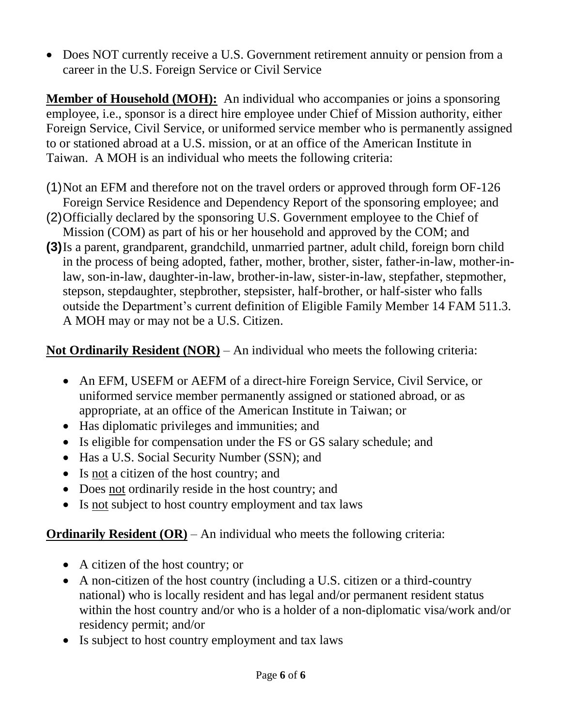- Does NOT currently receive a U.S. Government retirement annuity or pension from a career in the U.S. Foreign Service or Civil Service

**Member of Household (MOH):** An individual who accompanies or joins a sponsoring employee, i.e., sponsor is a direct hire employee under Chief of Mission authority, either Foreign Service, Civil Service, or uniformed service member who is permanently assigned to or stationed abroad at a U.S. mission, or at an office of the American Institute in Taiwan. A MOH is an individual who meets the following criteria:

(1) Not an EFM and therefore not on the travel orders or approved through form OF-126 Foreign Service Residence and Dependency Report of the sponsoring employee; and
(2) Officially declared by the sponsoring U.S. Government employee to the Chief of Mission (COM) as part of his or her household and approved by the COM; and
**(3)** Is a parent, grandparent, grandchild, unmarried partner, adult child, foreign born child in the process of being adopted, father, mother, brother, sister, father-in-law, mother-in-law, son-in-law, daughter-in-law, brother-in-law, sister-in-law, stepfather, stepmother, stepson, stepdaughter, stepbrother, stepsister, half-brother, or half-sister who falls outside the Department's current definition of Eligible Family Member 14 FAM 511.3. A MOH may or may not be a U.S. Citizen.

**Not Ordinarily Resident (NOR)** – An individual who meets the following criteria:

- An EFM, USEFM or AEFM of a direct-hire Foreign Service, Civil Service, or uniformed service member permanently assigned or stationed abroad, or as appropriate, at an office of the American Institute in Taiwan; or
- Has diplomatic privileges and immunities; and
- Is eligible for compensation under the FS or GS salary schedule; and
- Has a U.S. Social Security Number (SSN); and
- Is not a citizen of the host country; and
- Does not ordinarily reside in the host country; and
- Is not subject to host country employment and tax laws

**Ordinarily Resident (OR)** – An individual who meets the following criteria:

- A citizen of the host country; or
- A non-citizen of the host country (including a U.S. citizen or a third-country national) who is locally resident and has legal and/or permanent resident status within the host country and/or who is a holder of a non-diplomatic visa/work and/or residency permit; and/or
- Is subject to host country employment and tax laws